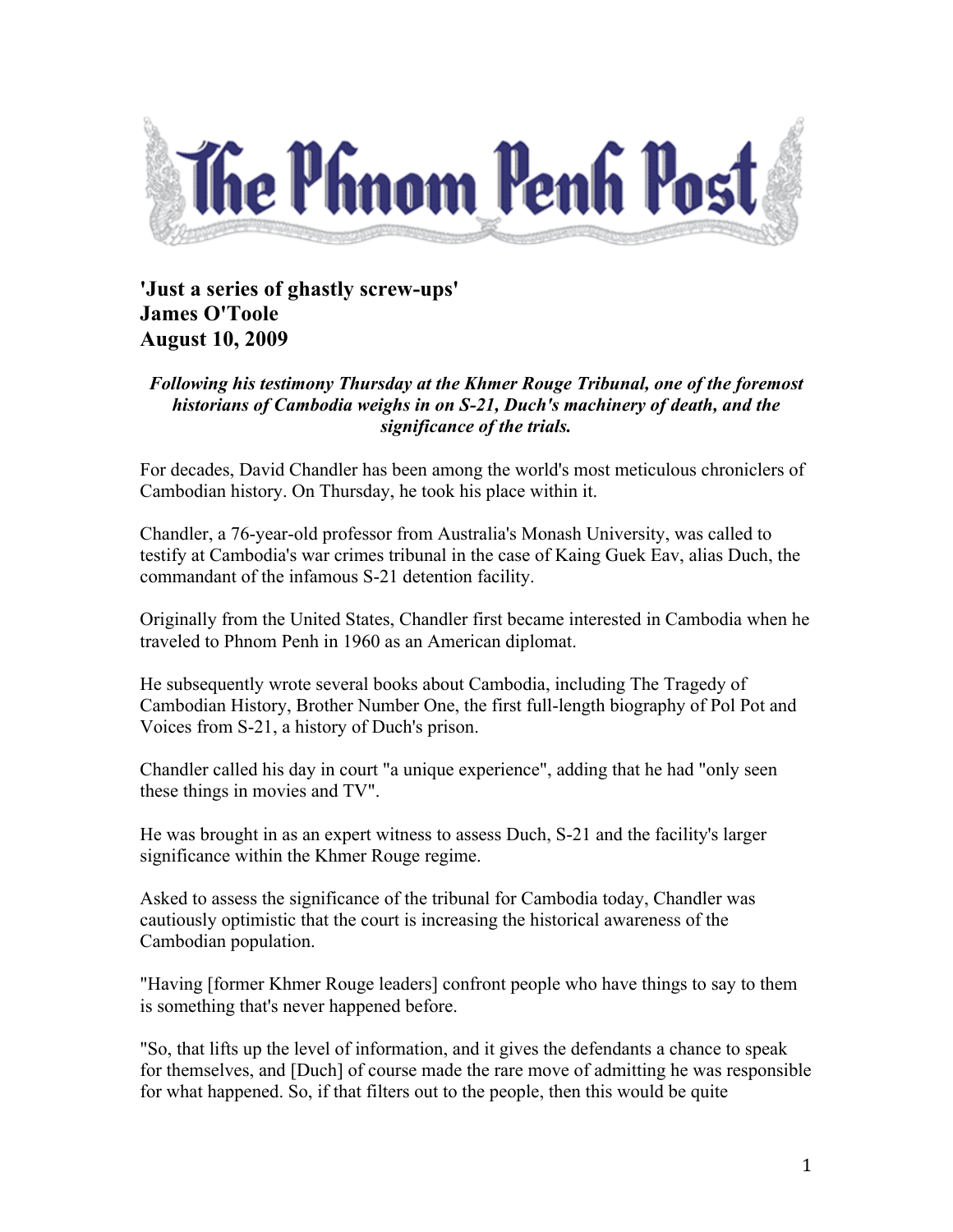# The Phnom Penh Post

**'Just a series of ghastly screw-ups'**
**James O'Toole**
**August 10, 2009**

***Following his testimony Thursday at the Khmer Rouge Tribunal, one of the foremost historians of Cambodia weighs in on S-21, Duch's machinery of death, and the significance of the trials.***

For decades, David Chandler has been among the world's most meticulous chroniclers of Cambodian history. On Thursday, he took his place within it.

Chandler, a 76-year-old professor from Australia's Monash University, was called to testify at Cambodia's war crimes tribunal in the case of Kaing Guek Eav, alias Duch, the commandant of the infamous S-21 detention facility.

Originally from the United States, Chandler first became interested in Cambodia when he traveled to Phnom Penh in 1960 as an American diplomat.

He subsequently wrote several books about Cambodia, including The Tragedy of Cambodian History, Brother Number One, the first full-length biography of Pol Pot and Voices from S-21, a history of Duch's prison.

Chandler called his day in court "a unique experience", adding that he had "only seen these things in movies and TV".

He was brought in as an expert witness to assess Duch, S-21 and the facility's larger significance within the Khmer Rouge regime.

Asked to assess the significance of the tribunal for Cambodia today, Chandler was cautiously optimistic that the court is increasing the historical awareness of the Cambodian population.

"Having [former Khmer Rouge leaders] confront people who have things to say to them is something that's never happened before.

"So, that lifts up the level of information, and it gives the defendants a chance to speak for themselves, and [Duch] of course made the rare move of admitting he was responsible for what happened. So, if that filters out to the people, then this would be quite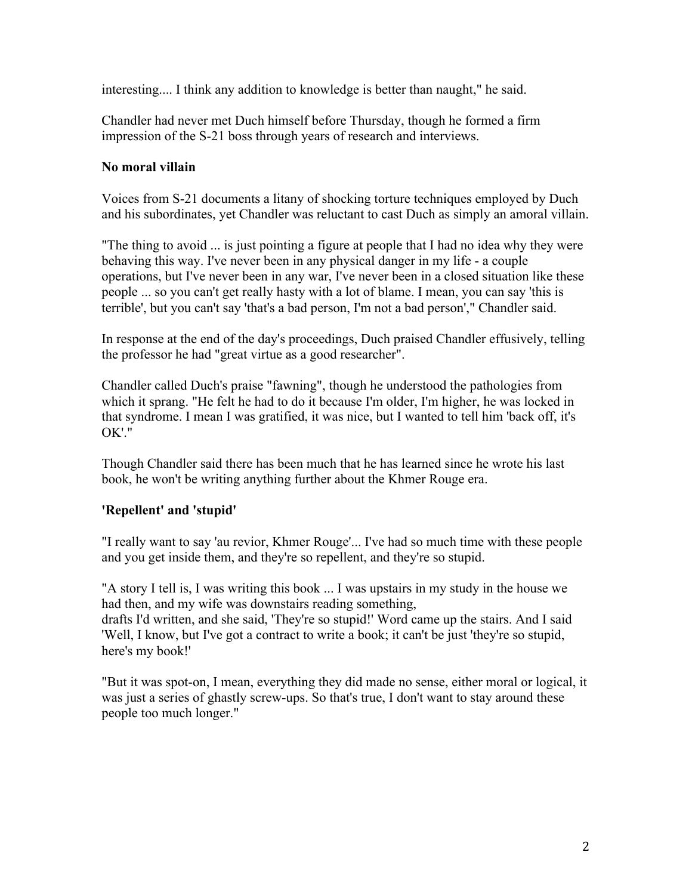interesting.... I think any addition to knowledge is better than naught," he said.

Chandler had never met Duch himself before Thursday, though he formed a firm impression of the S-21 boss through years of research and interviews.

**No moral villain**

Voices from S-21 documents a litany of shocking torture techniques employed by Duch and his subordinates, yet Chandler was reluctant to cast Duch as simply an amoral villain.

"The thing to avoid ... is just pointing a figure at people that I had no idea why they were behaving this way. I've never been in any physical danger in my life - a couple operations, but I've never been in any war, I've never been in a closed situation like these people ... so you can't get really hasty with a lot of blame. I mean, you can say 'this is terrible', but you can't say 'that's a bad person, I'm not a bad person'," Chandler said.

In response at the end of the day's proceedings, Duch praised Chandler effusively, telling the professor he had "great virtue as a good researcher".

Chandler called Duch's praise "fawning", though he understood the pathologies from which it sprang. "He felt he had to do it because I'm older, I'm higher, he was locked in that syndrome. I mean I was gratified, it was nice, but I wanted to tell him 'back off, it's OK'."

Though Chandler said there has been much that he has learned since he wrote his last book, he won't be writing anything further about the Khmer Rouge era.

**'Repellent' and 'stupid'**

"I really want to say 'au revior, Khmer Rouge'... I've had so much time with these people and you get inside them, and they're so repellent, and they're so stupid.

"A story I tell is, I was writing this book ... I was upstairs in my study in the house we had then, and my wife was downstairs reading something,
drafts I'd written, and she said, 'They're so stupid!' Word came up the stairs. And I said 'Well, I know, but I've got a contract to write a book; it can't be just 'they're so stupid, here's my book!'

"But it was spot-on, I mean, everything they did made no sense, either moral or logical, it was just a series of ghastly screw-ups. So that's true, I don't want to stay around these people too much longer."